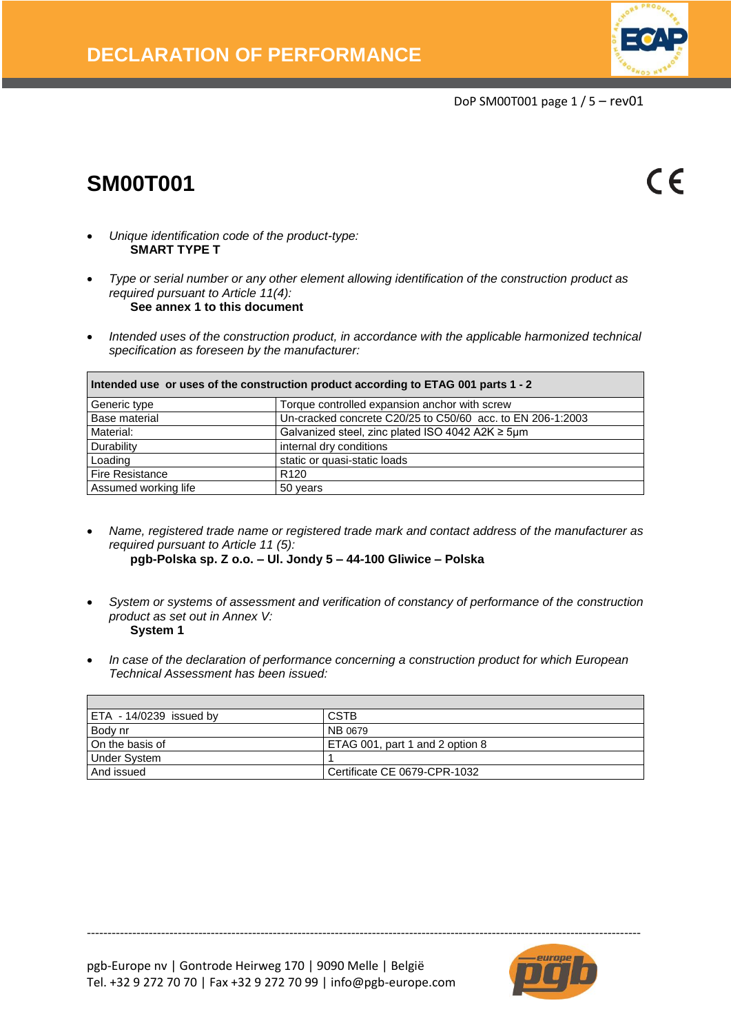# DECLARATION OF PERFORMANCE

## SM00T001

CE

- *Unique identification code of the product-type:*
  **SMART TYPE T**

- *Type or serial number or any other element allowing identification of the construction product as required pursuant to Article 11(4):*
  **See annex 1 to this document**

- *Intended uses of the construction product, in accordance with the applicable harmonized technical specification as foreseen by the manufacturer:*

| **Intended use or uses of the construction product according to ETAG 001 parts 1 - 2** | |
|---|---|
| Generic type | Torque controlled expansion anchor with screw |
| Base material | Un-cracked concrete C20/25 to C50/60 acc. to EN 206-1:2003 |
| Material: | Galvanized steel, zinc plated ISO 4042 A2K ≥ 5µm |
| Durability | internal dry conditions |
| Loading | static or quasi-static loads |
| Fire Resistance | R120 |
| Assumed working life | 50 years |

- *Name, registered trade name or registered trade mark and contact address of the manufacturer as required pursuant to Article 11 (5):*
  **pgb-Polska sp. Z o.o. – Ul. Jondy 5 – 44-100 Gliwice – Polska**

- *System or systems of assessment and verification of constancy of performance of the construction product as set out in Annex V:*
  **System 1**

- *In case of the declaration of performance concerning a construction product for which European Technical Assessment has been issued:*

| | |
|---|---|
| ETA - 14/0239 issued by | CSTB |
| Body nr | NB 0679 |
| On the basis of | ETAG 001, part 1 and 2 option 8 |
| Under System | 1 |
| And issued | Certificate CE 0679-CPR-1032 |

pgb-Europe nv | Gontrode Heirweg 170 | 9090 Melle | België
Tel. +32 9 272 70 70 | Fax +32 9 272 70 99 | info@pgb-europe.com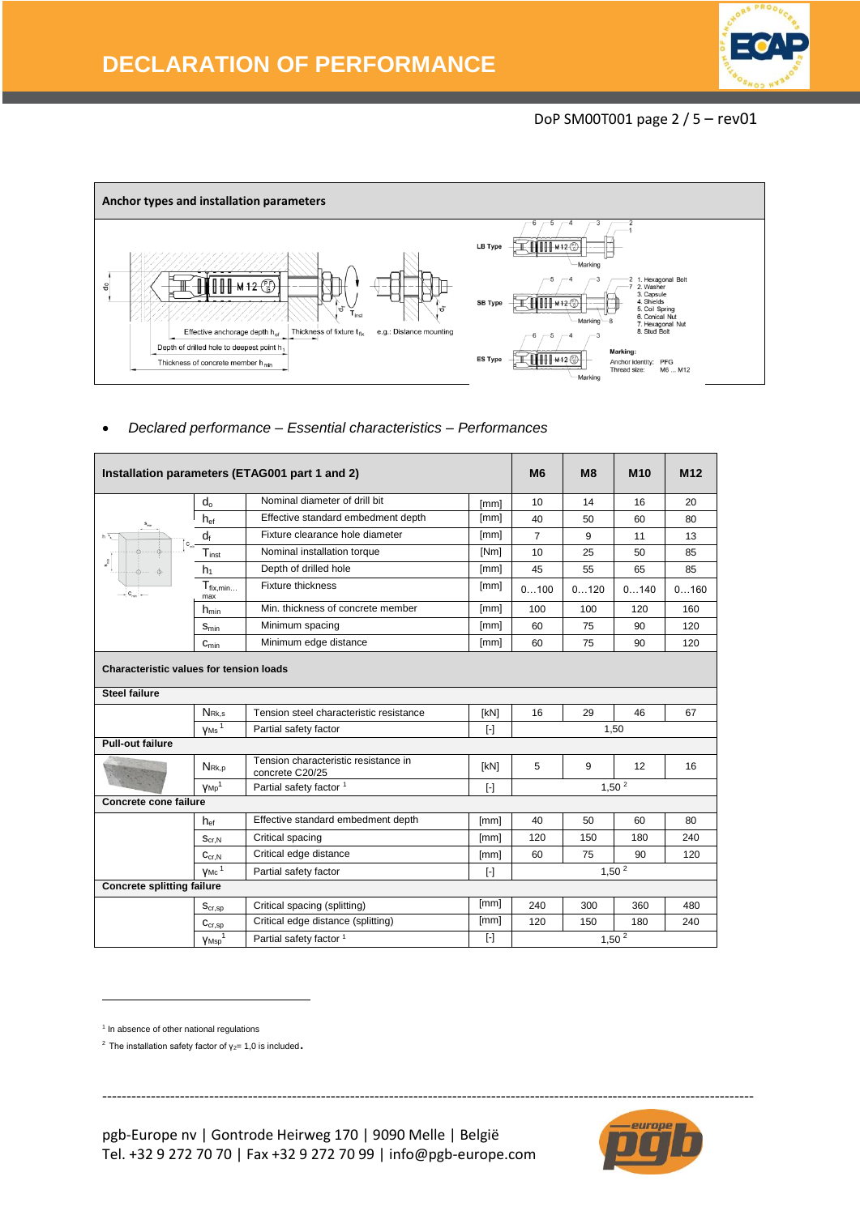# DECLARATION OF PERFORMANCE

## Anchor types and installation parameters

Effective anchorage depth $h_{ef}$ | Thickness of fixture $t_{fix}$ | e.g.: Distance mounting

Depth of drilled hole to deepest point $h_1$

Thickness of concrete member $h_{min}$

LB Type | SB Type | ES Type

1. Hexagonal Bolt
2. Washer
3. Capsule
4. Shields
5. Coil Spring
6. Conical Nut
7. Hexagonal Nut
8. Stud Bolt

**Marking:**
Anchor identity: PFG
Thread size: M6 ... M12

- *Declared performance – Essential characteristics – Performances*

| Installation parameters (ETAG001 part 1 and 2) | | | | M6 | M8 | M10 | M12 |
|---|---|---|---|---|---|---|---|
| | $d_o$ | Nominal diameter of drill bit | [mm] | 10 | 14 | 16 | 20 |
| | $h_{ef}$ | Effective standard embedment depth | [mm] | 40 | 50 | 60 | 80 |
| | $d_f$ | Fixture clearance hole diameter | [mm] | 7 | 9 | 11 | 13 |
| | $T_{inst}$ | Nominal installation torque | [Nm] | 10 | 25 | 50 | 85 |
| | $h_1$ | Depth of drilled hole | [mm] | 45 | 55 | 65 | 85 |
| | $T_{fix,min...max}$ | Fixture thickness | [mm] | 0…100 | 0…120 | 0…140 | 0…160 |
| | $h_{min}$ | Min. thickness of concrete member | [mm] | 100 | 100 | 120 | 160 |
| | $s_{min}$ | Minimum spacing | [mm] | 60 | 75 | 90 | 120 |
| | $c_{min}$ | Minimum edge distance | [mm] | 60 | 75 | 90 | 120 |
| **Characteristic values for tension loads** | | | | | | | |
| **Steel failure** | | | | | | | |
| | $N_{Rk,s}$ | Tension steel characteristic resistance | [kN] | 16 | 29 | 46 | 67 |
| | $\gamma_{Ms}$ [1] | Partial safety factor | [-] | 1,50 | | | |
| **Pull-out failure** | | | | | | | |
| | $N_{Rk,p}$ | Tension characteristic resistance in concrete C20/25 | [kN] | 5 | 9 | 12 | 16 |
| | $\gamma_{Mp}$ [1] | Partial safety factor [1] | [-] | 1,50 [2] | | | |
| **Concrete cone failure** | | | | | | | |
| | $h_{ef}$ | Effective standard embedment depth | [mm] | 40 | 50 | 60 | 80 |
| | $s_{cr,N}$ | Critical spacing | [mm] | 120 | 150 | 180 | 240 |
| | $c_{cr,N}$ | Critical edge distance | [mm] | 60 | 75 | 90 | 120 |
| | $\gamma_{Mc}$ [1] | Partial safety factor | [-] | 1,50 [2] | | | |
| **Concrete splitting failure** | | | | | | | |
| | $s_{cr,sp}$ | Critical spacing (splitting) | [mm] | 240 | 300 | 360 | 480 |
| | $c_{cr,sp}$ | Critical edge distance (splitting) | [mm] | 120 | 150 | 180 | 240 |
| | $\gamma_{Msp}$ [1] | Partial safety factor [1] | [-] | 1,50 [2] | | | |

[1] In absence of other national regulations

[2] The installation safety factor of $\gamma_2$= 1,0 is included.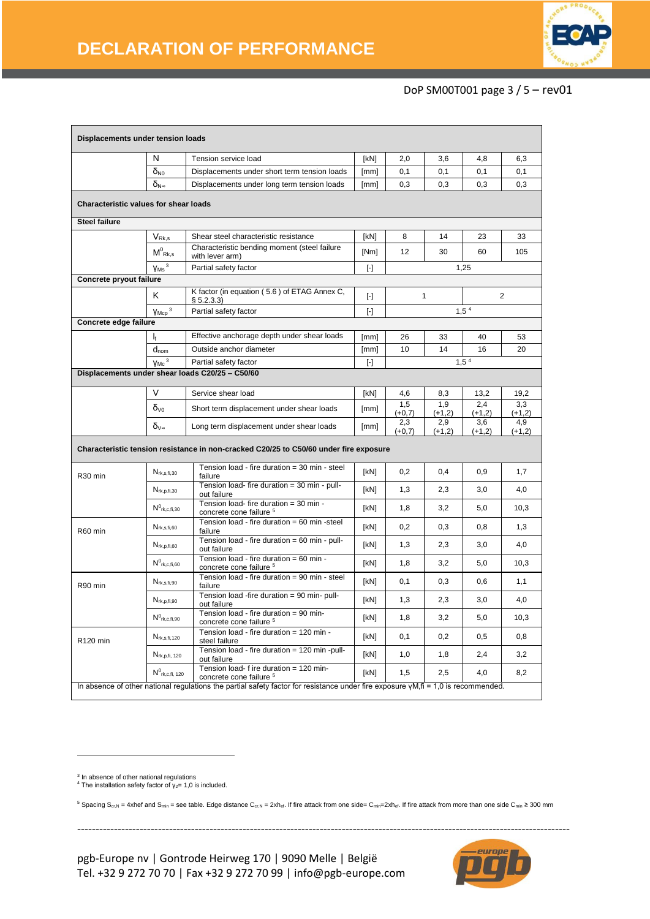| Displacements under tension loads | | | | | | | |
|---|---|---|---|---|---|---|---|
| | $N$ | Tension service load | [kN] | 2,0 | 3,6 | 4,8 | 6,3 |
| | $\delta_{N0}$ | Displacements under short term tension loads | [mm] | 0,1 | 0,1 | 0,1 | 0,1 |
| | $\delta_{N\infty}$ | Displacements under long term tension loads | [mm] | 0,3 | 0,3 | 0,3 | 0,3 |
| **Characteristic values for shear loads** | | | | | | | |
| **Steel failure** | | | | | | | |
| | $V_{Rk,s}$ | Shear steel characteristic resistance | [kN] | 8 | 14 | 23 | 33 |
| | $M^0_{Rk,s}$ | Characteristic bending moment (steel failure with lever arm) | [Nm] | 12 | 30 | 60 | 105 |
| | $\gamma_{Ms}$ [3] | Partial safety factor | [-] | 1,25 | | | |
| **Concrete pryout failure** | | | | | | | |
| | $K$ | K factor (in equation ( 5.6 ) of ETAG Annex C, § 5.2.3.3) | [-] | 1 | | 2 | |
| | $\gamma_{Mcp}$ [3] | Partial safety factor | [-] | 1,5 [4] | | | |
| **Concrete edge failure** | | | | | | | |
| | $l_f$ | Effective anchorage depth under shear loads | [mm] | 26 | 33 | 40 | 53 |
| | $d_{nom}$ | Outside anchor diameter | [mm] | 10 | 14 | 16 | 20 |
| | $\gamma_{Mc}$ [3] | Partial safety factor | [-] | 1,5 [4] | | | |
| **Displacements under shear loads C20/25 – C50/60** | | | | | | | |
| | $V$ | Service shear load | [kN] | 4,6 | 8,3 | 13,2 | 19,2 |
| | $\delta_{V0}$ | Short term displacement under shear loads | [mm] | 1,5 (+0,7) | 1,9 (+1,2) | 2,4 (+1,2) | 3,3 (+1,2) |
| | $\delta_{V\infty}$ | Long term displacement under shear loads | [mm] | 2,3 (+0,7) | 2,9 (+1,2) | 3,6 (+1,2) | 4,9 (+1,2) |
| **Characteristic tension resistance in non-cracked C20/25 to C50/60 under fire exposure** | | | | | | | |
| R30 min | $N_{rk,s,fi,30}$ | Tension load - fire duration = 30 min - steel failure | [kN] | 0,2 | 0,4 | 0,9 | 1,7 |
| | $N_{rk,p,fi,30}$ | Tension load- fire duration = 30 min - pull-out failure | [kN] | 1,3 | 2,3 | 3,0 | 4,0 |
| | $N^0_{rk,c,fi,30}$ | Tension load - fire duration = 30 min - concrete cone failure [5] | [kN] | 1,8 | 3,2 | 5,0 | 10,3 |
| R60 min | $N_{rk,s,fi,60}$ | Tension load - fire duration = 60 min -steel failure | [kN] | 0,2 | 0,3 | 0,8 | 1,3 |
| | $N_{rk,p,fi,60}$ | Tension load - fire duration = 60 min - pull-out failure | [kN] | 1,3 | 2,3 | 3,0 | 4,0 |
| | $N^0_{rk,c,fi,60}$ | Tension load - fire duration = 60 min - concrete cone failure [5] | [kN] | 1,8 | 3,2 | 5,0 | 10,3 |
| R90 min | $N_{rk,s,fi,90}$ | Tension load - fire duration = 90 min - steel failure | [kN] | 0,1 | 0,3 | 0,6 | 1,1 |
| | $N_{rk,p,fi,90}$ | Tension load -fire duration = 90 min- pull-out failure | [kN] | 1,3 | 2,3 | 3,0 | 4,0 |
| | $N^0_{rk,c,fi,90}$ | Tension load - fire duration = 90 min- concrete cone failure [5] | [kN] | 1,8 | 3,2 | 5,0 | 10,3 |
| R120 min | $N_{rk,s,fi,120}$ | Tension load - fire duration = 120 min - steel failure | [kN] | 0,1 | 0,2 | 0,5 | 0,8 |
| | $N_{rk,p,fi,120}$ | Tension load - fire duration = 120 min -pull-out failure | [kN] | 1,0 | 1,8 | 2,4 | 3,2 |
| | $N^0_{rk,c,fi,120}$ | Tension load- f ire duration = 120 min- concrete cone failure [5] | [kN] | 1,5 | 2,5 | 4,0 | 8,2 |
| In absence of other national regulations the partial safety factor for resistance under fire exposure $\gamma_{M,fi}$ = 1,0 is recommended. | | | | | | | |

[3] In absence of other national regulations
[4] The installation safety factor of $\gamma_2$= 1,0 is included.

[5] Spacing $S_{cr,N}$ = 4xhef and $S_{min}$ = see table. Edge distance $C_{cr,N}$ = 2x$h_{ef}$. If fire attack from one side= $C_{min}$=2x$h_{ef}$. If fire attack from more than one side $C_{min}$ ≥ 300 mm

pgb-Europe nv | Gontrode Heirweg 170 | 9090 Melle | België
Tel. +32 9 272 70 70 | Fax +32 9 272 70 99 | info@pgb-europe.com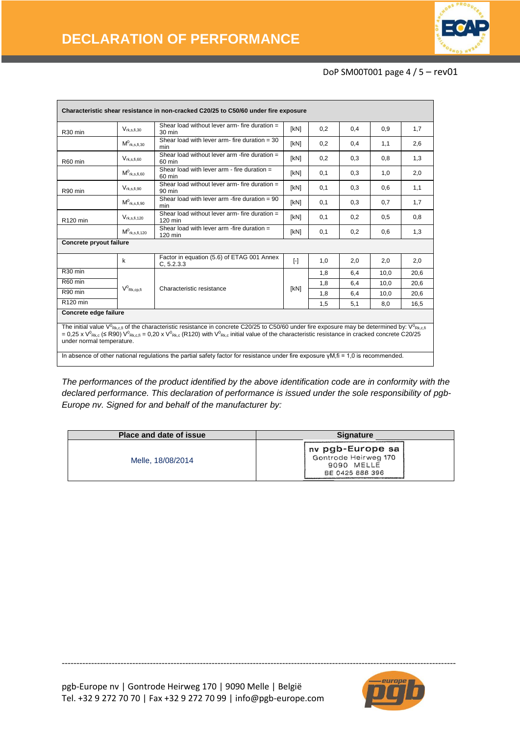# DECLARATION OF PERFORMANCE

DoP SM00T001 page 4 / 5 – rev01

| Characteristic shear resistance in non-cracked C20/25 to C50/60 under fire exposure | | | | | | | |
|---|---|---|---|---|---|---|---|
| R30 min | $V_{rk,s,fi,30}$ | Shear load without lever arm- fire duration = 30 min | [kN] | 0,2 | 0,4 | 0,9 | 1,7 |
| | $M^0_{rk,s,fi,30}$ | Shear load with lever arm- fire duration = 30 min | [kN] | 0,2 | 0,4 | 1,1 | 2,6 |
| R60 min | $V_{rk,s,fi,60}$ | Shear load without lever arm -fire duration = 60 min | [kN] | 0,2 | 0,3 | 0,8 | 1,3 |
| | $M^0_{rk,s,fi,60}$ | Shear load with lever arm - fire duration = 60 min | [kN] | 0,1 | 0,3 | 1,0 | 2,0 |
| R90 min | $V_{rk,s,fi,90}$ | Shear load without lever arm- fire duration = 90 min | [kN] | 0,1 | 0,3 | 0,6 | 1,1 |
| | $M^0_{rk,s,fi,90}$ | Shear load with lever arm -fire duration = 90 min | [kN] | 0,1 | 0,3 | 0,7 | 1,7 |
| R120 min | $V_{rk,s,fi,120}$ | Shear load without lever arm- fire duration = 120 min | [kN] | 0,1 | 0,2 | 0,5 | 0,8 |
| | $M^0_{rk,s,fi,120}$ | Shear load with lever arm -fire duration = 120 min | [kN] | 0,1 | 0,2 | 0,6 | 1,3 |
| **Concrete pryout failure** | | | | | | | |
| | k | Factor in equation (5.6) of ETAG 001 Annex C, 5.2.3.3 | [-] | 1,0 | 2,0 | 2,0 | 2,0 |
| R30 min | $V^0_{Rk,cp,fi}$ | Characteristic resistance | [kN] | 1,8 | 6,4 | 10,0 | 20,6 |
| R60 min | | | | 1,8 | 6,4 | 10,0 | 20,6 |
| R90 min | | | | 1,8 | 6,4 | 10,0 | 20,6 |
| R120 min | | | | 1,5 | 5,1 | 8,0 | 16,5 |
| **Concrete edge failure** | | | | | | | |
| The initial value $V^0_{Rk,c,fi}$ of the characteristic resistance in concrete C20/25 to C50/60 under fire exposure may be determined by: $V^0_{Rk,c,fi}$ = 0,25 x $V^0_{Rk,c}$ (≤ R90) $V^0_{Rk,c,fi}$ = 0,20 x $V^0_{Rk,c}$ (R120) with $V^0_{Rk,c}$ initial value of the characteristic resistance in cracked concrete C20/25 under normal temperature. | | | | | | | |
| In absence of other national regulations the partial safety factor for resistance under fire exposure $\gamma M,fi$ = 1,0 is recommended. | | | | | | | |

*The performances of the product identified by the above identification code are in conformity with the declared performance. This declaration of performance is issued under the sole responsibility of pgb-Europe nv. Signed for and behalf of the manufacturer by:*

| Place and date of issue | Signature |
|---|---|
| Melle, 18/08/2014 | nv pgb-Europe sa<br>Gontrode Heirweg 170<br>9090 MELLE<br>BE 0425 888 396 |

pgb-Europe nv | Gontrode Heirweg 170 | 9090 Melle | België
Tel. +32 9 272 70 70 | Fax +32 9 272 70 99 | info@pgb-europe.com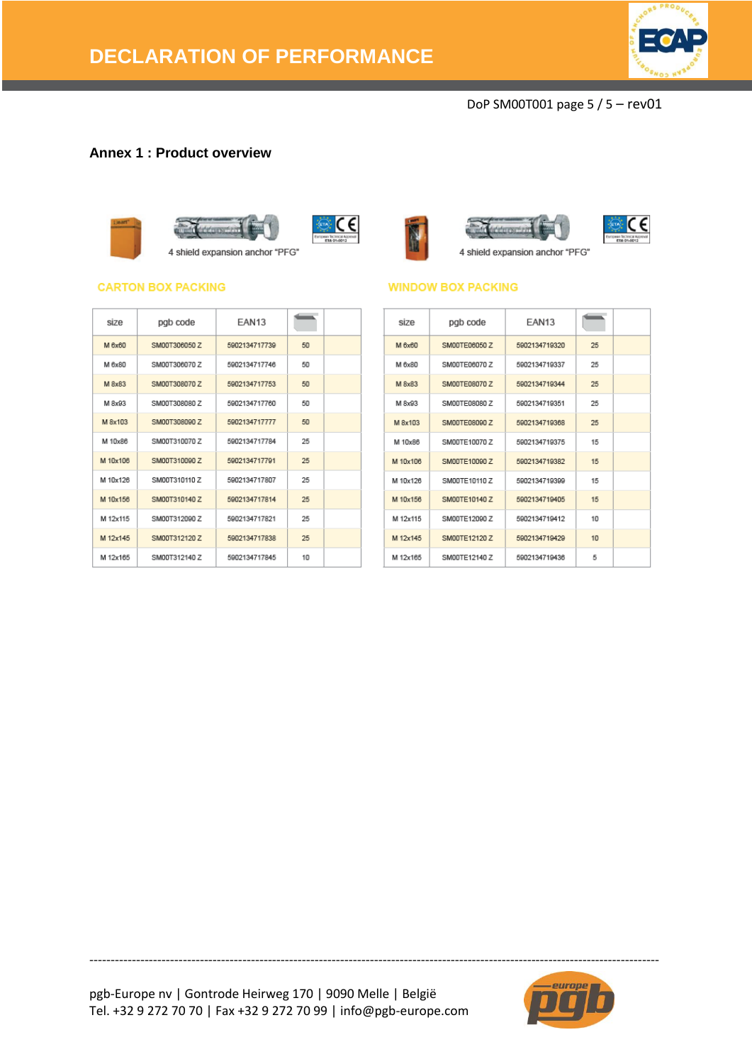## Annex 1 : Product overview

4 shield expansion anchor "PFG"

**CARTON BOX PACKING**

| size | pgb code | EAN13 | | |
|---|---|---|---|---|
| M 6x60 | SM00T306050 Z | 5902134717739 | 50 | |
| M 6x80 | SM00T306070 Z | 5902134717746 | 50 | |
| M 8x83 | SM00T308070 Z | 5902134717753 | 50 | |
| M 8x93 | SM00T308080 Z | 5902134717760 | 50 | |
| M 8x103 | SM00T308090 Z | 5902134717777 | 50 | |
| M 10x86 | SM00T310070 Z | 5902134717784 | 25 | |
| M 10x106 | SM00T310090 Z | 5902134717791 | 25 | |
| M 10x126 | SM00T310110 Z | 5902134717807 | 25 | |
| M 10x156 | SM00T310140 Z | 5902134717814 | 25 | |
| M 12x115 | SM00T312090 Z | 5902134717821 | 25 | |
| M 12x145 | SM00T312120 Z | 5902134717838 | 25 | |
| M 12x165 | SM00T312140 Z | 5902134717845 | 10 | |

4 shield expansion anchor "PFG"

**WINDOW BOX PACKING**

| size | pgb code | EAN13 | | |
|---|---|---|---|---|
| M 6x60 | SM00TE06050 Z | 5902134719320 | 25 | |
| M 6x80 | SM00TE06070 Z | 5902134719337 | 25 | |
| M 8x83 | SM00TE08070 Z | 5902134719344 | 25 | |
| M 8x93 | SM00TE08080 Z | 5902134719351 | 25 | |
| M 8x103 | SM00TE08090 Z | 5902134719368 | 25 | |
| M 10x86 | SM00TE10070 Z | 5902134719375 | 15 | |
| M 10x106 | SM00TE10090 Z | 5902134719382 | 15 | |
| M 10x126 | SM00TE10110 Z | 5902134719399 | 15 | |
| M 10x156 | SM00TE10140 Z | 5902134719405 | 15 | |
| M 12x115 | SM00TE12090 Z | 5902134719412 | 10 | |
| M 12x145 | SM00TE12120 Z | 5902134719429 | 10 | |
| M 12x165 | SM00TE12140 Z | 5902134719436 | 5 | |

pgb-Europe nv | Gontrode Heirweg 170 | 9090 Melle | België
Tel. +32 9 272 70 70 | Fax +32 9 272 70 99 | info@pgb-europe.com